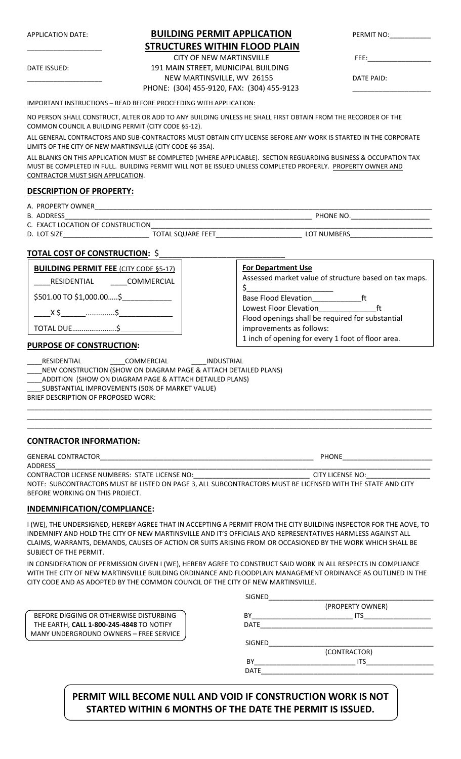APPLICATION DATE: ___________________

DATE ISSUED: ___________________

# BUILDING PERMIT APPLICATION
## STRUCTURES WITHIN FLOOD PLAIN

CITY OF NEW MARTINSVILLE
191 MAIN STREET, MUNICIPAL BUILDING
NEW MARTINSVILLE, WV 26155
PHONE: (304) 455-9120, FAX: (304) 455-9123

PERMIT NO:__________

FEE:________________

DATE PAID: ___________________

IMPORTANT INSTRUCTIONS – READ BEFORE PROCEEDING WITH APPLICATION:

NO PERSON SHALL CONSTRUCT, ALTER OR ADD TO ANY BUILDING UNLESS HE SHALL FIRST OBTAIN FROM THE RECORDER OF THE COMMON COUNCIL A BUILDING PERMIT (CITY CODE §5-12).

ALL GENERAL CONTRACTORS AND SUB-CONTRACTORS MUST OBTAIN CITY LICENSE BEFORE ANY WORK IS STARTED IN THE CORPORATE LIMITS OF THE CITY OF NEW MARTINSVILLE (CITY CODE §6-35A).

ALL BLANKS ON THIS APPLICATION MUST BE COMPLETED (WHERE APPLICABLE). SECTION REGUARDING BUSINESS & OCCUPATION TAX MUST BE COMPLETED IN FULL. BUILDING PERMIT WILL NOT BE ISSUED UNLESS COMPLETED PROPERLY. PROPERTY OWNER AND CONTRACTOR MUST SIGN APPLICATION.

### DESCRIPTION OF PROPERTY:

A. PROPERTY OWNER______________________________________________________________________

B. ADDRESS_____________________________________________________ PHONE NO.____________________

C. EXACT LOCATION OF CONSTRUCTION____________________________________________________________

D. LOT SIZE______________________ TOTAL SQUARE FEET______________________ LOT NUMBERS_____________________

### TOTAL COST OF CONSTRUCTION: $____________________________

**BUILDING PERMIT FEE** (CITY CODE §5-17)

____RESIDENTIAL ____COMMERCIAL

$501.00 TO $1,000.00…..$____________

____X $______.............$_____________

TOTAL DUE………………….$

**For Department Use**

Assessed market value of structure based on tax maps.

$____________________

Base Flood Elevation____________ft

Lowest Floor Elevation______________ft

Flood openings shall be required for substantial improvements as follows:

1 inch of opening for every 1 foot of floor area.

### PURPOSE OF CONSTRUCTION:

____RESIDENTIAL ____COMMERCIAL ____INDUSTRIAL

____NEW CONSTRUCTION (SHOW ON DIAGRAM PAGE & ATTACH DETAILED PLANS)

____ADDITION (SHOW ON DIAGRAM PAGE & ATTACH DETAILED PLANS)

____SUBSTANTIAL IMPROVEMENTS (50% OF MARKET VALUE)

BRIEF DESCRIPTION OF PROPOSED WORK:

__________________________________________________________________________________________

__________________________________________________________________________________________

__________________________________________________________________________________________

### CONTRACTOR INFORMATION:

GENERAL CONTRACTOR_____________________________________________________ PHONE______________________

ADDRESS__________________________________________________________________________________________

CONTRACTOR LICENSE NUMBERS: STATE LICENSE NO:_____________________________ CITY LICENSE NO:________________

NOTE: SUBCONTRACTORS MUST BE LISTED ON PAGE 3, ALL SUBCONTRACTORS MUST BE LICENSED WITH THE STATE AND CITY BEFORE WORKING ON THIS PROJECT.

### INDEMNIFICATION/COMPLIANCE:

I (WE), THE UNDERSIGNED, HEREBY AGREE THAT IN ACCEPTING A PERMIT FROM THE CITY BUILDING INSPECTOR FOR THE AOVE, TO INDEMNIFY AND HOLD THE CITY OF NEW MARTINSVILLE AND IT'S OFFICIALS AND REPRESENTATIVES HARMLESS AGAINST ALL CLAIMS, WARRANTS, DEMANDS, CAUSES OF ACTION OR SUITS ARISING FROM OR OCCASIONED BY THE WORK WHICH SHALL BE SUBJECT OF THE PERMIT.

IN CONSIDERATION OF PERMISSION GIVEN I (WE), HEREBY AGREE TO CONSTRUCT SAID WORK IN ALL RESPECTS IN COMPLIANCE WITH THE CITY OF NEW MARTINSVILLE BUILDING ORDINANCE AND FLOODPLAIN MANAGEMENT ORDINANCE AS OUTLINED IN THE CITY CODE AND AS ADOPTED BY THE COMMON COUNCIL OF THE CITY OF NEW MARTINSVILLE.

BEFORE DIGGING OR OTHERWISE DISTURBING THE EARTH, **CALL 1-800-245-4848** TO NOTIFY MANY UNDERGROUND OWNERS – FREE SERVICE

SIGNED___________________________________________
(PROPERTY OWNER)

BY__________________________ ITS_________________

DATE_____________________________________________

SIGNED___________________________________________
(CONTRACTOR)

BY__________________________ ITS_________________

DATE_____________________________________________

**PERMIT WILL BECOME NULL AND VOID IF CONSTRUCTION WORK IS NOT STARTED WITHIN 6 MONTHS OF THE DATE THE PERMIT IS ISSUED.**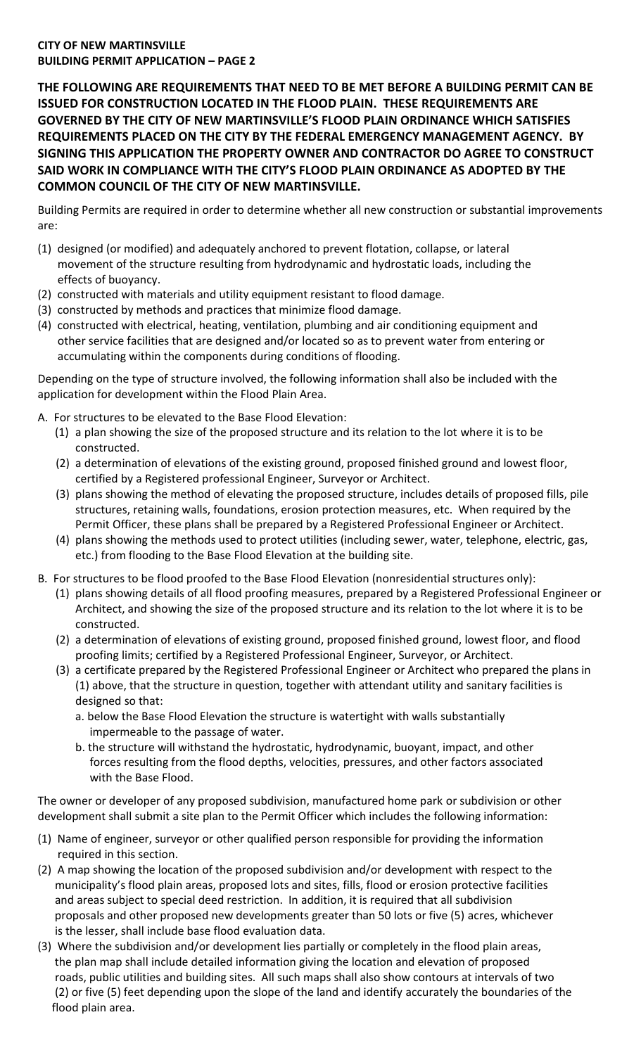**CITY OF NEW MARTINSVILLE**
**BUILDING PERMIT APPLICATION – PAGE 2**

**THE FOLLOWING ARE REQUIREMENTS THAT NEED TO BE MET BEFORE A BUILDING PERMIT CAN BE ISSUED FOR CONSTRUCTION LOCATED IN THE FLOOD PLAIN. THESE REQUIREMENTS ARE GOVERNED BY THE CITY OF NEW MARTINSVILLE'S FLOOD PLAIN ORDINANCE WHICH SATISFIES REQUIREMENTS PLACED ON THE CITY BY THE FEDERAL EMERGENCY MANAGEMENT AGENCY. BY SIGNING THIS APPLICATION THE PROPERTY OWNER AND CONTRACTOR DO AGREE TO CONSTRUCT SAID WORK IN COMPLIANCE WITH THE CITY'S FLOOD PLAIN ORDINANCE AS ADOPTED BY THE COMMON COUNCIL OF THE CITY OF NEW MARTINSVILLE.**

Building Permits are required in order to determine whether all new construction or substantial improvements are:

(1) designed (or modified) and adequately anchored to prevent flotation, collapse, or lateral movement of the structure resulting from hydrodynamic and hydrostatic loads, including the effects of buoyancy.
(2) constructed with materials and utility equipment resistant to flood damage.
(3) constructed by methods and practices that minimize flood damage.
(4) constructed with electrical, heating, ventilation, plumbing and air conditioning equipment and other service facilities that are designed and/or located so as to prevent water from entering or accumulating within the components during conditions of flooding.

Depending on the type of structure involved, the following information shall also be included with the application for development within the Flood Plain Area.

A. For structures to be elevated to the Base Flood Elevation:
   (1) a plan showing the size of the proposed structure and its relation to the lot where it is to be constructed.
   (2) a determination of elevations of the existing ground, proposed finished ground and lowest floor, certified by a Registered professional Engineer, Surveyor or Architect.
   (3) plans showing the method of elevating the proposed structure, includes details of proposed fills, pile structures, retaining walls, foundations, erosion protection measures, etc. When required by the Permit Officer, these plans shall be prepared by a Registered Professional Engineer or Architect.
   (4) plans showing the methods used to protect utilities (including sewer, water, telephone, electric, gas, etc.) from flooding to the Base Flood Elevation at the building site.

B. For structures to be flood proofed to the Base Flood Elevation (nonresidential structures only):
   (1) plans showing details of all flood proofing measures, prepared by a Registered Professional Engineer or Architect, and showing the size of the proposed structure and its relation to the lot where it is to be constructed.
   (2) a determination of elevations of existing ground, proposed finished ground, lowest floor, and flood proofing limits; certified by a Registered Professional Engineer, Surveyor, or Architect.
   (3) a certificate prepared by the Registered Professional Engineer or Architect who prepared the plans in (1) above, that the structure in question, together with attendant utility and sanitary facilities is designed so that:
      a. below the Base Flood Elevation the structure is watertight with walls substantially impermeable to the passage of water.
      b. the structure will withstand the hydrostatic, hydrodynamic, buoyant, impact, and other forces resulting from the flood depths, velocities, pressures, and other factors associated with the Base Flood.

The owner or developer of any proposed subdivision, manufactured home park or subdivision or other development shall submit a site plan to the Permit Officer which includes the following information:

(1) Name of engineer, surveyor or other qualified person responsible for providing the information required in this section.
(2) A map showing the location of the proposed subdivision and/or development with respect to the municipality's flood plain areas, proposed lots and sites, fills, flood or erosion protective facilities and areas subject to special deed restriction. In addition, it is required that all subdivision proposals and other proposed new developments greater than 50 lots or five (5) acres, whichever is the lesser, shall include base flood evaluation data.
(3) Where the subdivision and/or development lies partially or completely in the flood plain areas, the plan map shall include detailed information giving the location and elevation of proposed roads, public utilities and building sites. All such maps shall also show contours at intervals of two (2) or five (5) feet depending upon the slope of the land and identify accurately the boundaries of the flood plain area.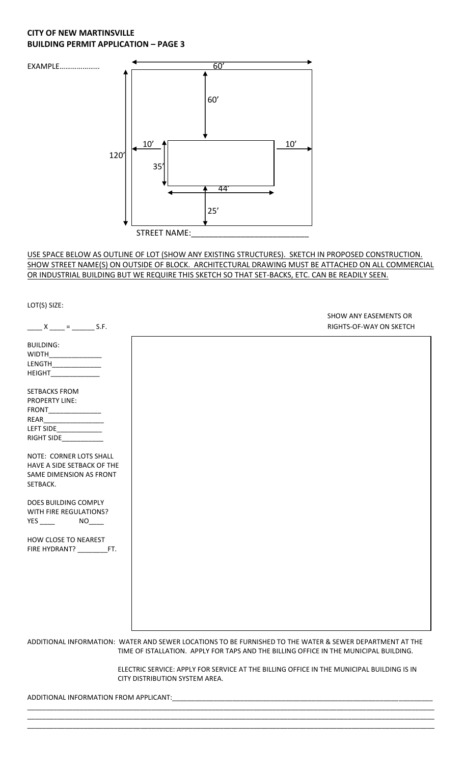**CITY OF NEW MARTINSVILLE**
**BUILDING PERMIT APPLICATION – PAGE 3**

EXAMPLE…………………

60'

60'

10' 10'

120'

35'

44'

25'

STREET NAME:_________________________

USE SPACE BELOW AS OUTLINE OF LOT (SHOW ANY EXISTING STRUCTURES). SKETCH IN PROPOSED CONSTRUCTION. SHOW STREET NAME(S) ON OUTSIDE OF BLOCK. ARCHITECTURAL DRAWING MUST BE ATTACHED ON ALL COMMERCIAL OR INDUSTRIAL BUILDING BUT WE REQUIRE THIS SKETCH SO THAT SET-BACKS, ETC. CAN BE READILY SEEN.

LOT(S) SIZE:

____ X ____ = ______ S.F.

SHOW ANY EASEMENTS OR RIGHTS-OF-WAY ON SKETCH

BUILDING:
WIDTH______________
LENGTH_____________
HEIGHT_____________

SETBACKS FROM PROPERTY LINE:
FRONT______________
REAR________________
LEFT SIDE____________
RIGHT SIDE___________

NOTE: CORNER LOTS SHALL HAVE A SIDE SETBACK OF THE SAME DIMENSION AS FRONT SETBACK.

DOES BUILDING COMPLY WITH FIRE REGULATIONS?
YES ____ NO____

HOW CLOSE TO NEAREST FIRE HYDRANT? ________FT.

ADDITIONAL INFORMATION: WATER AND SEWER LOCATIONS TO BE FURNISHED TO THE WATER & SEWER DEPARTMENT AT THE TIME OF ISTALLATION. APPLY FOR TAPS AND THE BILLING OFFICE IN THE MUNICIPAL BUILDING.

ELECTRIC SERVICE: APPLY FOR SERVICE AT THE BILLING OFFICE IN THE MUNICIPAL BUILDING IS IN CITY DISTRIBUTION SYSTEM AREA.

ADDITIONAL INFORMATION FROM APPLICANT:______________________________________________________________________
________________________________________________________________________________________________
________________________________________________________________________________________________
________________________________________________________________________________________________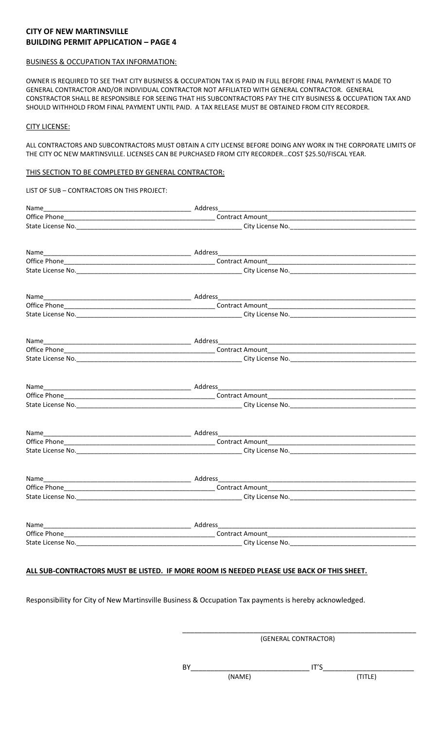**CITY OF NEW MARTINSVILLE**
**BUILDING PERMIT APPLICATION – PAGE 4**

BUSINESS & OCCUPATION TAX INFORMATION:

OWNER IS REQUIRED TO SEE THAT CITY BUSINESS & OCCUPATION TAX IS PAID IN FULL BEFORE FINAL PAYMENT IS MADE TO GENERAL CONTRACTOR AND/OR INDIVIDUAL CONTRACTOR NOT AFFILIATED WITH GENERAL CONTRACTOR. GENERAL CONSTRACTOR SHALL BE RESPONSIBLE FOR SEEING THAT HIS SUBCONTRACTORS PAY THE CITY BUSINESS & OCCUPATION TAX AND SHOULD WITHHOLD FROM FINAL PAYMENT UNTIL PAID. A TAX RELEASE MUST BE OBTAINED FROM CITY RECORDER.

CITY LICENSE:

ALL CONTRACTORS AND SUBCONTRACTORS MUST OBTAIN A CITY LICENSE BEFORE DOING ANY WORK IN THE CORPORATE LIMITS OF THE CITY OC NEW MARTINSVILLE. LICENSES CAN BE PURCHASED FROM CITY RECORDER…COST $25.50/FISCAL YEAR.

THIS SECTION TO BE COMPLETED BY GENERAL CONTRACTOR:

LIST OF SUB – CONTRACTORS ON THIS PROJECT:

Name\_\_\_\_\_\_\_\_\_\_\_\_\_\_\_\_\_\_\_\_ Address\_\_\_\_\_\_\_\_\_\_\_\_\_\_\_\_\_\_\_\_
Office Phone\_\_\_\_\_\_\_\_\_\_\_\_\_\_\_\_\_\_\_\_ Contract Amount\_\_\_\_\_\_\_\_\_\_\_\_\_\_\_\_\_\_\_\_
State License No.\_\_\_\_\_\_\_\_\_\_\_\_\_\_\_\_\_\_\_\_ City License No.\_\_\_\_\_\_\_\_\_\_\_\_\_\_\_\_\_\_\_\_

Name\_\_\_\_\_\_\_\_\_\_\_\_\_\_\_\_\_\_\_\_ Address\_\_\_\_\_\_\_\_\_\_\_\_\_\_\_\_\_\_\_\_
Office Phone\_\_\_\_\_\_\_\_\_\_\_\_\_\_\_\_\_\_\_\_ Contract Amount\_\_\_\_\_\_\_\_\_\_\_\_\_\_\_\_\_\_\_\_
State License No.\_\_\_\_\_\_\_\_\_\_\_\_\_\_\_\_\_\_\_\_ City License No.\_\_\_\_\_\_\_\_\_\_\_\_\_\_\_\_\_\_\_\_

Name\_\_\_\_\_\_\_\_\_\_\_\_\_\_\_\_\_\_\_\_ Address\_\_\_\_\_\_\_\_\_\_\_\_\_\_\_\_\_\_\_\_
Office Phone\_\_\_\_\_\_\_\_\_\_\_\_\_\_\_\_\_\_\_\_ Contract Amount\_\_\_\_\_\_\_\_\_\_\_\_\_\_\_\_\_\_\_\_
State License No.\_\_\_\_\_\_\_\_\_\_\_\_\_\_\_\_\_\_\_\_ City License No.\_\_\_\_\_\_\_\_\_\_\_\_\_\_\_\_\_\_\_\_

Name\_\_\_\_\_\_\_\_\_\_\_\_\_\_\_\_\_\_\_\_ Address\_\_\_\_\_\_\_\_\_\_\_\_\_\_\_\_\_\_\_\_
Office Phone\_\_\_\_\_\_\_\_\_\_\_\_\_\_\_\_\_\_\_\_ Contract Amount\_\_\_\_\_\_\_\_\_\_\_\_\_\_\_\_\_\_\_\_
State License No.\_\_\_\_\_\_\_\_\_\_\_\_\_\_\_\_\_\_\_\_ City License No.\_\_\_\_\_\_\_\_\_\_\_\_\_\_\_\_\_\_\_\_

Name\_\_\_\_\_\_\_\_\_\_\_\_\_\_\_\_\_\_\_\_ Address\_\_\_\_\_\_\_\_\_\_\_\_\_\_\_\_\_\_\_\_
Office Phone\_\_\_\_\_\_\_\_\_\_\_\_\_\_\_\_\_\_\_\_ Contract Amount\_\_\_\_\_\_\_\_\_\_\_\_\_\_\_\_\_\_\_\_
State License No.\_\_\_\_\_\_\_\_\_\_\_\_\_\_\_\_\_\_\_\_ City License No.\_\_\_\_\_\_\_\_\_\_\_\_\_\_\_\_\_\_\_\_

Name\_\_\_\_\_\_\_\_\_\_\_\_\_\_\_\_\_\_\_\_ Address\_\_\_\_\_\_\_\_\_\_\_\_\_\_\_\_\_\_\_\_
Office Phone\_\_\_\_\_\_\_\_\_\_\_\_\_\_\_\_\_\_\_\_ Contract Amount\_\_\_\_\_\_\_\_\_\_\_\_\_\_\_\_\_\_\_\_
State License No.\_\_\_\_\_\_\_\_\_\_\_\_\_\_\_\_\_\_\_\_ City License No.\_\_\_\_\_\_\_\_\_\_\_\_\_\_\_\_\_\_\_\_

Name\_\_\_\_\_\_\_\_\_\_\_\_\_\_\_\_\_\_\_\_ Address\_\_\_\_\_\_\_\_\_\_\_\_\_\_\_\_\_\_\_\_
Office Phone\_\_\_\_\_\_\_\_\_\_\_\_\_\_\_\_\_\_\_\_ Contract Amount\_\_\_\_\_\_\_\_\_\_\_\_\_\_\_\_\_\_\_\_
State License No.\_\_\_\_\_\_\_\_\_\_\_\_\_\_\_\_\_\_\_\_ City License No.\_\_\_\_\_\_\_\_\_\_\_\_\_\_\_\_\_\_\_\_

Name\_\_\_\_\_\_\_\_\_\_\_\_\_\_\_\_\_\_\_\_ Address\_\_\_\_\_\_\_\_\_\_\_\_\_\_\_\_\_\_\_\_
Office Phone\_\_\_\_\_\_\_\_\_\_\_\_\_\_\_\_\_\_\_\_ Contract Amount\_\_\_\_\_\_\_\_\_\_\_\_\_\_\_\_\_\_\_\_
State License No.\_\_\_\_\_\_\_\_\_\_\_\_\_\_\_\_\_\_\_\_ City License No.\_\_\_\_\_\_\_\_\_\_\_\_\_\_\_\_\_\_\_\_

**ALL SUB-CONTRACTORS MUST BE LISTED. IF MORE ROOM IS NEEDED PLEASE USE BACK OF THIS SHEET.**

Responsibility for City of New Martinsville Business & Occupation Tax payments is hereby acknowledged.

\_\_\_\_\_\_\_\_\_\_\_\_\_\_\_\_\_\_\_\_\_\_\_\_\_\_\_\_\_\_\_\_\_\_\_\_\_\_\_\_
(GENERAL CONTRACTOR)

BY\_\_\_\_\_\_\_\_\_\_\_\_\_\_\_\_\_\_\_\_ IT'S\_\_\_\_\_\_\_\_\_\_\_\_\_\_\_\_\_\_\_\_
(NAME) (TITLE)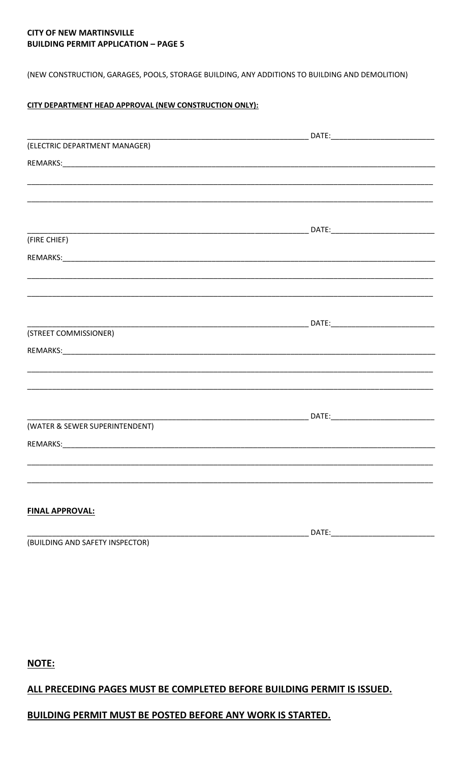**CITY OF NEW MARTINSVILLE**
**BUILDING PERMIT APPLICATION – PAGE 5**

(NEW CONSTRUCTION, GARAGES, POOLS, STORAGE BUILDING, ANY ADDITIONS TO BUILDING AND DEMOLITION)

**CITY DEPARTMENT HEAD APPROVAL (NEW CONSTRUCTION ONLY):**

_______________________________________________ DATE:______________________

(ELECTRIC DEPARTMENT MANAGER)

REMARKS:___________________________________________________________________

___________________________________________________________________________

___________________________________________________________________________

_______________________________________________ DATE:______________________

(FIRE CHIEF)

REMARKS:___________________________________________________________________

___________________________________________________________________________

___________________________________________________________________________

_______________________________________________ DATE:______________________

(STREET COMMISSIONER)

REMARKS:___________________________________________________________________

___________________________________________________________________________

___________________________________________________________________________

_______________________________________________ DATE:______________________

(WATER & SEWER SUPERINTENDENT)

REMARKS:___________________________________________________________________

___________________________________________________________________________

___________________________________________________________________________

**FINAL APPROVAL:**

_______________________________________________ DATE:______________________

(BUILDING AND SAFETY INSPECTOR)

**NOTE:**

**ALL PRECEDING PAGES MUST BE COMPLETED BEFORE BUILDING PERMIT IS ISSUED.**

**BUILDING PERMIT MUST BE POSTED BEFORE ANY WORK IS STARTED.**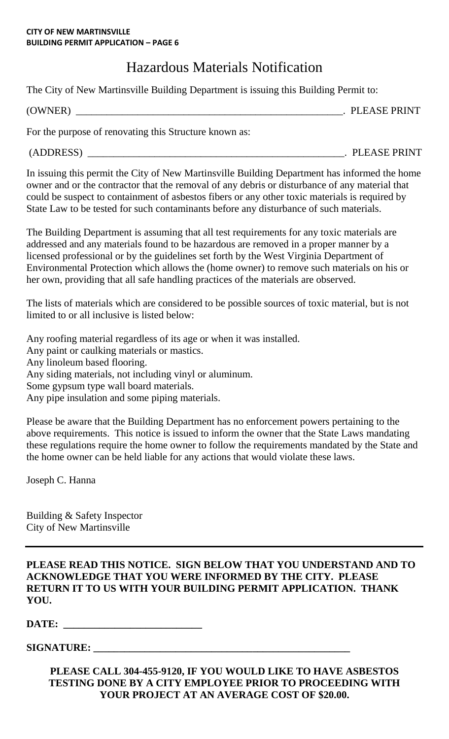**CITY OF NEW MARTINSVILLE**
**BUILDING PERMIT APPLICATION – PAGE 6**

# Hazardous Materials Notification

The City of New Martinsville Building Department is issuing this Building Permit to:

(OWNER) ____________________________________________________. PLEASE PRINT

For the purpose of renovating this Structure known as:

(ADDRESS) __________________________________________________. PLEASE PRINT

In issuing this permit the City of New Martinsville Building Department has informed the home owner and or the contractor that the removal of any debris or disturbance of any material that could be suspect to containment of asbestos fibers or any other toxic materials is required by State Law to be tested for such contaminants before any disturbance of such materials.

The Building Department is assuming that all test requirements for any toxic materials are addressed and any materials found to be hazardous are removed in a proper manner by a licensed professional or by the guidelines set forth by the West Virginia Department of Environmental Protection which allows the (home owner) to remove such materials on his or her own, providing that all safe handling practices of the materials are observed.

The lists of materials which are considered to be possible sources of toxic material, but is not limited to or all inclusive is listed below:

Any roofing material regardless of its age or when it was installed.
Any paint or caulking materials or mastics.
Any linoleum based flooring.
Any siding materials, not including vinyl or aluminum.
Some gypsum type wall board materials.
Any pipe insulation and some piping materials.

Please be aware that the Building Department has no enforcement powers pertaining to the above requirements. This notice is issued to inform the owner that the State Laws mandating these regulations require the home owner to follow the requirements mandated by the State and the home owner can be held liable for any actions that would violate these laws.

Joseph C. Hanna

Building & Safety Inspector
City of New Martinsville

---

**PLEASE READ THIS NOTICE. SIGN BELOW THAT YOU UNDERSTAND AND TO ACKNOWLEDGE THAT YOU WERE INFORMED BY THE CITY. PLEASE RETURN IT TO US WITH YOUR BUILDING PERMIT APPLICATION. THANK YOU.**

**DATE: ___________________________**

**SIGNATURE: ___________________________________________________**

**PLEASE CALL 304-455-9120, IF YOU WOULD LIKE TO HAVE ASBESTOS TESTING DONE BY A CITY EMPLOYEE PRIOR TO PROCEEDING WITH YOUR PROJECT AT AN AVERAGE COST OF $20.00.**